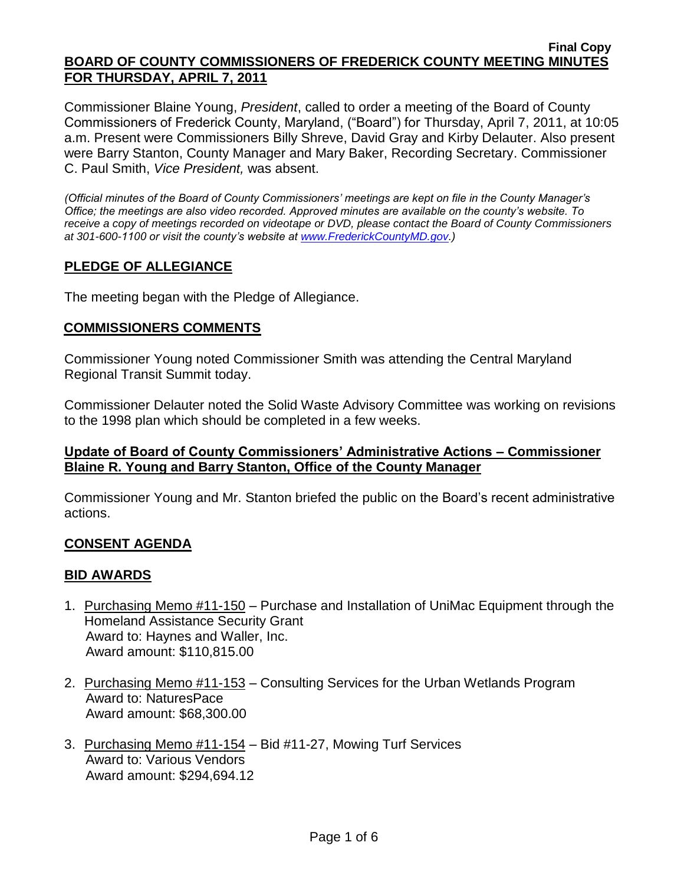**Final Copy**

# BOARD OF COUNTY COMMISSIONERS OF FREDERICK COUNTY MEETING MINUTES FOR THURSDAY, APRIL 7, 2011

Commissioner Blaine Young, *President*, called to order a meeting of the Board of County Commissioners of Frederick County, Maryland, ("Board") for Thursday, April 7, 2011, at 10:05 a.m. Present were Commissioners Billy Shreve, David Gray and Kirby Delauter. Also present were Barry Stanton, County Manager and Mary Baker, Recording Secretary. Commissioner C. Paul Smith, *Vice President,* was absent.

*(Official minutes of the Board of County Commissioners' meetings are kept on file in the County Manager's Office; the meetings are also video recorded. Approved minutes are available on the county's website. To receive a copy of meetings recorded on videotape or DVD, please contact the Board of County Commissioners at 301-600-1100 or visit the county's website at www.FrederickCountyMD.gov.)*

## PLEDGE OF ALLEGIANCE

The meeting began with the Pledge of Allegiance.

## COMMISSIONERS COMMENTS

Commissioner Young noted Commissioner Smith was attending the Central Maryland Regional Transit Summit today.

Commissioner Delauter noted the Solid Waste Advisory Committee was working on revisions to the 1998 plan which should be completed in a few weeks.

### Update of Board of County Commissioners' Administrative Actions – Commissioner Blaine R. Young and Barry Stanton, Office of the County Manager

Commissioner Young and Mr. Stanton briefed the public on the Board's recent administrative actions.

## CONSENT AGENDA

## BID AWARDS

1. Purchasing Memo #11-150 – Purchase and Installation of UniMac Equipment through the Homeland Assistance Security Grant
   Award to: Haynes and Waller, Inc.
   Award amount: $110,815.00

2. Purchasing Memo #11-153 – Consulting Services for the Urban Wetlands Program
   Award to: NaturesPace
   Award amount: $68,300.00

3. Purchasing Memo #11-154 – Bid #11-27, Mowing Turf Services
   Award to: Various Vendors
   Award amount: $294,694.12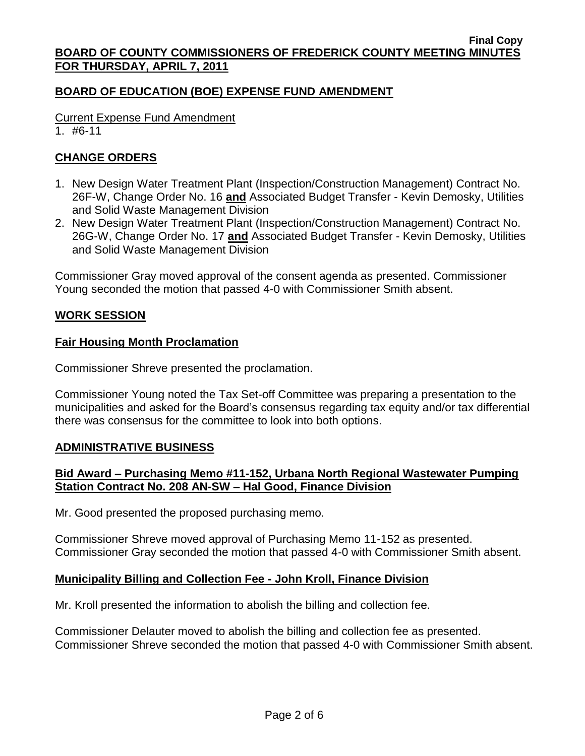## BOARD OF EDUCATION (BOE) EXPENSE FUND AMENDMENT

Current Expense Fund Amendment

1. #6-11

## CHANGE ORDERS

1. New Design Water Treatment Plant (Inspection/Construction Management) Contract No. 26F-W, Change Order No. 16 **and** Associated Budget Transfer - Kevin Demosky, Utilities and Solid Waste Management Division
2. New Design Water Treatment Plant (Inspection/Construction Management) Contract No. 26G-W, Change Order No. 17 **and** Associated Budget Transfer - Kevin Demosky, Utilities and Solid Waste Management Division

Commissioner Gray moved approval of the consent agenda as presented. Commissioner Young seconded the motion that passed 4-0 with Commissioner Smith absent.

## WORK SESSION

### Fair Housing Month Proclamation

Commissioner Shreve presented the proclamation.

Commissioner Young noted the Tax Set-off Committee was preparing a presentation to the municipalities and asked for the Board's consensus regarding tax equity and/or tax differential there was consensus for the committee to look into both options.

## ADMINISTRATIVE BUSINESS

### Bid Award – Purchasing Memo #11-152, Urbana North Regional Wastewater Pumping Station Contract No. 208 AN-SW – Hal Good, Finance Division

Mr. Good presented the proposed purchasing memo.

Commissioner Shreve moved approval of Purchasing Memo 11-152 as presented. Commissioner Gray seconded the motion that passed 4-0 with Commissioner Smith absent.

### Municipality Billing and Collection Fee - John Kroll, Finance Division

Mr. Kroll presented the information to abolish the billing and collection fee.

Commissioner Delauter moved to abolish the billing and collection fee as presented. Commissioner Shreve seconded the motion that passed 4-0 with Commissioner Smith absent.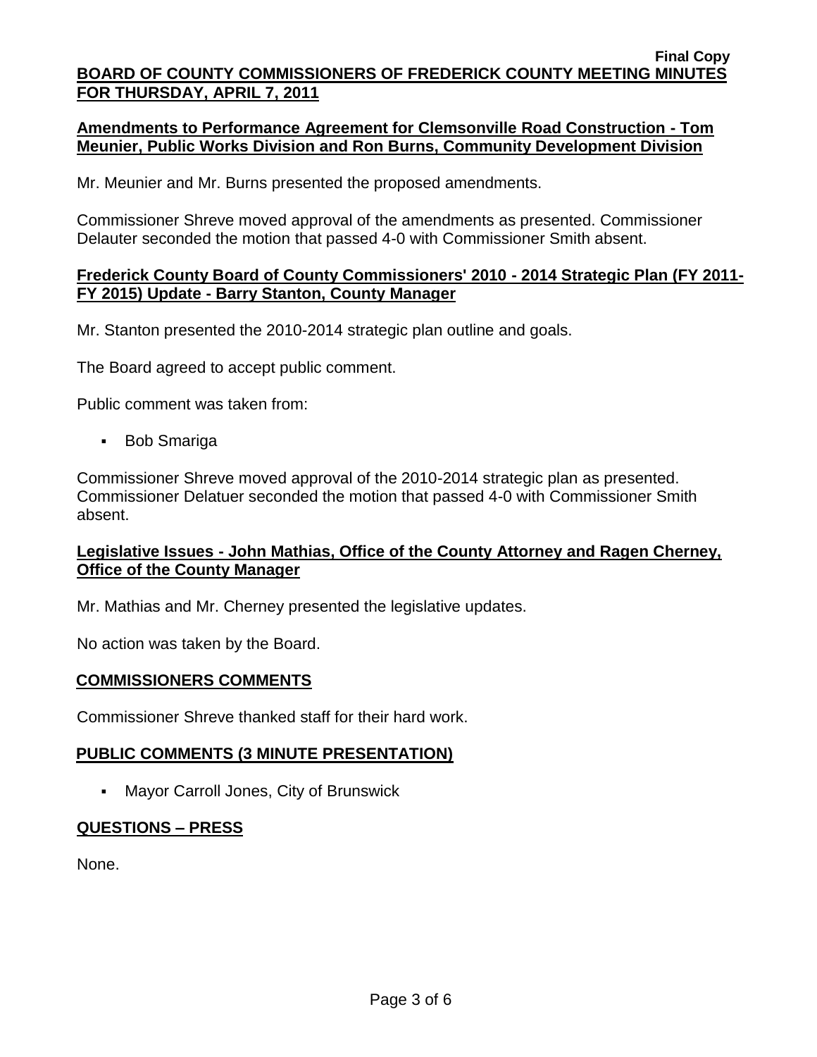Final Copy

**BOARD OF COUNTY COMMISSIONERS OF FREDERICK COUNTY MEETING MINUTES FOR THURSDAY, APRIL 7, 2011**

**Amendments to Performance Agreement for Clemsonville Road Construction - Tom Meunier, Public Works Division and Ron Burns, Community Development Division**

Mr. Meunier and Mr. Burns presented the proposed amendments.

Commissioner Shreve moved approval of the amendments as presented. Commissioner Delauter seconded the motion that passed 4-0 with Commissioner Smith absent.

**Frederick County Board of County Commissioners' 2010 - 2014 Strategic Plan (FY 2011-FY 2015) Update - Barry Stanton, County Manager**

Mr. Stanton presented the 2010-2014 strategic plan outline and goals.

The Board agreed to accept public comment.

Public comment was taken from:

- Bob Smariga

Commissioner Shreve moved approval of the 2010-2014 strategic plan as presented. Commissioner Delatuer seconded the motion that passed 4-0 with Commissioner Smith absent.

**Legislative Issues - John Mathias, Office of the County Attorney and Ragen Cherney, Office of the County Manager**

Mr. Mathias and Mr. Cherney presented the legislative updates.

No action was taken by the Board.

**COMMISSIONERS COMMENTS**

Commissioner Shreve thanked staff for their hard work.

**PUBLIC COMMENTS (3 MINUTE PRESENTATION)**

- Mayor Carroll Jones, City of Brunswick

**QUESTIONS – PRESS**

None.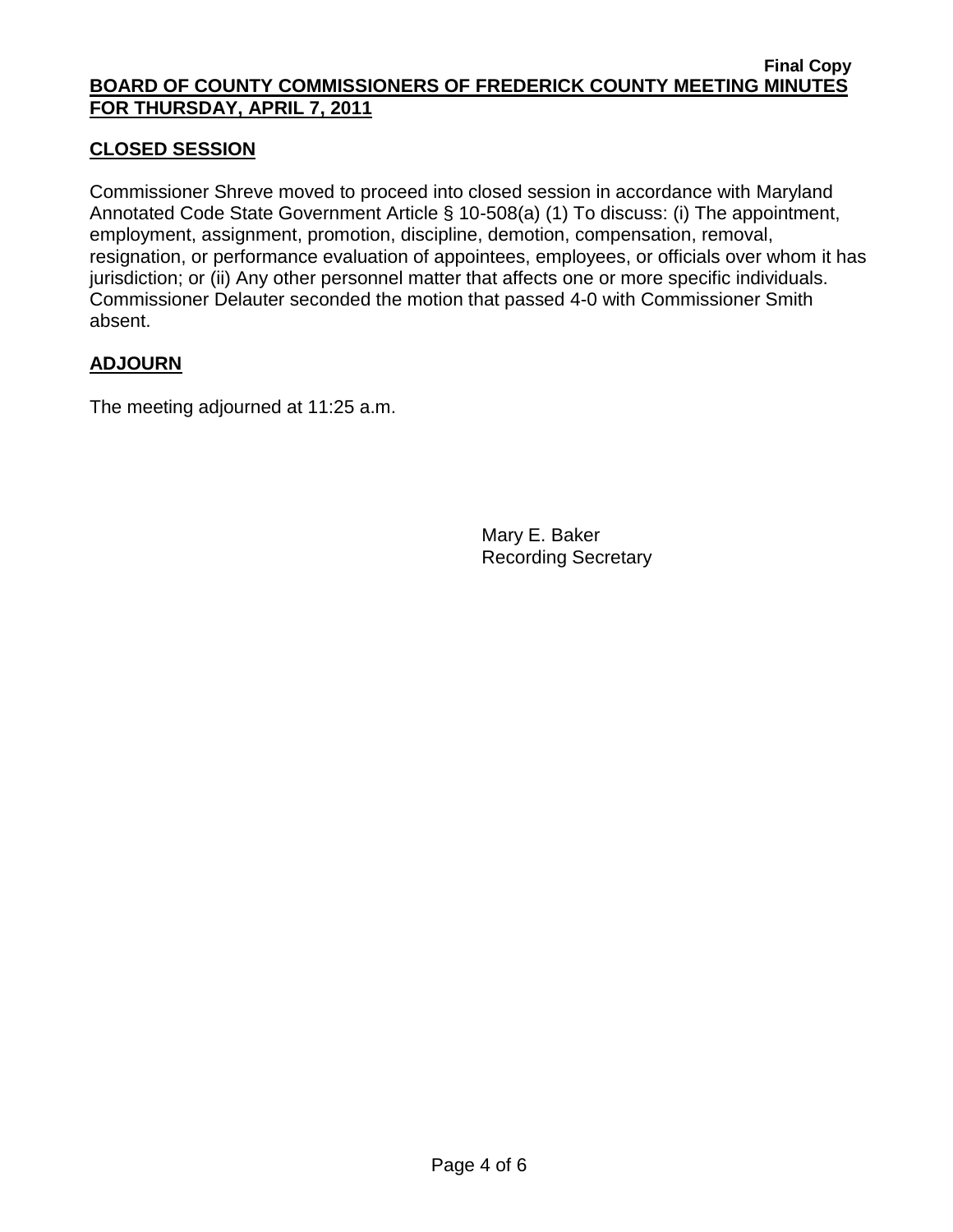## CLOSED SESSION

Commissioner Shreve moved to proceed into closed session in accordance with Maryland Annotated Code State Government Article § 10-508(a) (1) To discuss: (i) The appointment, employment, assignment, promotion, discipline, demotion, compensation, removal, resignation, or performance evaluation of appointees, employees, or officials over whom it has jurisdiction; or (ii) Any other personnel matter that affects one or more specific individuals. Commissioner Delauter seconded the motion that passed 4-0 with Commissioner Smith absent.

## ADJOURN

The meeting adjourned at 11:25 a.m.

Mary E. Baker
Recording Secretary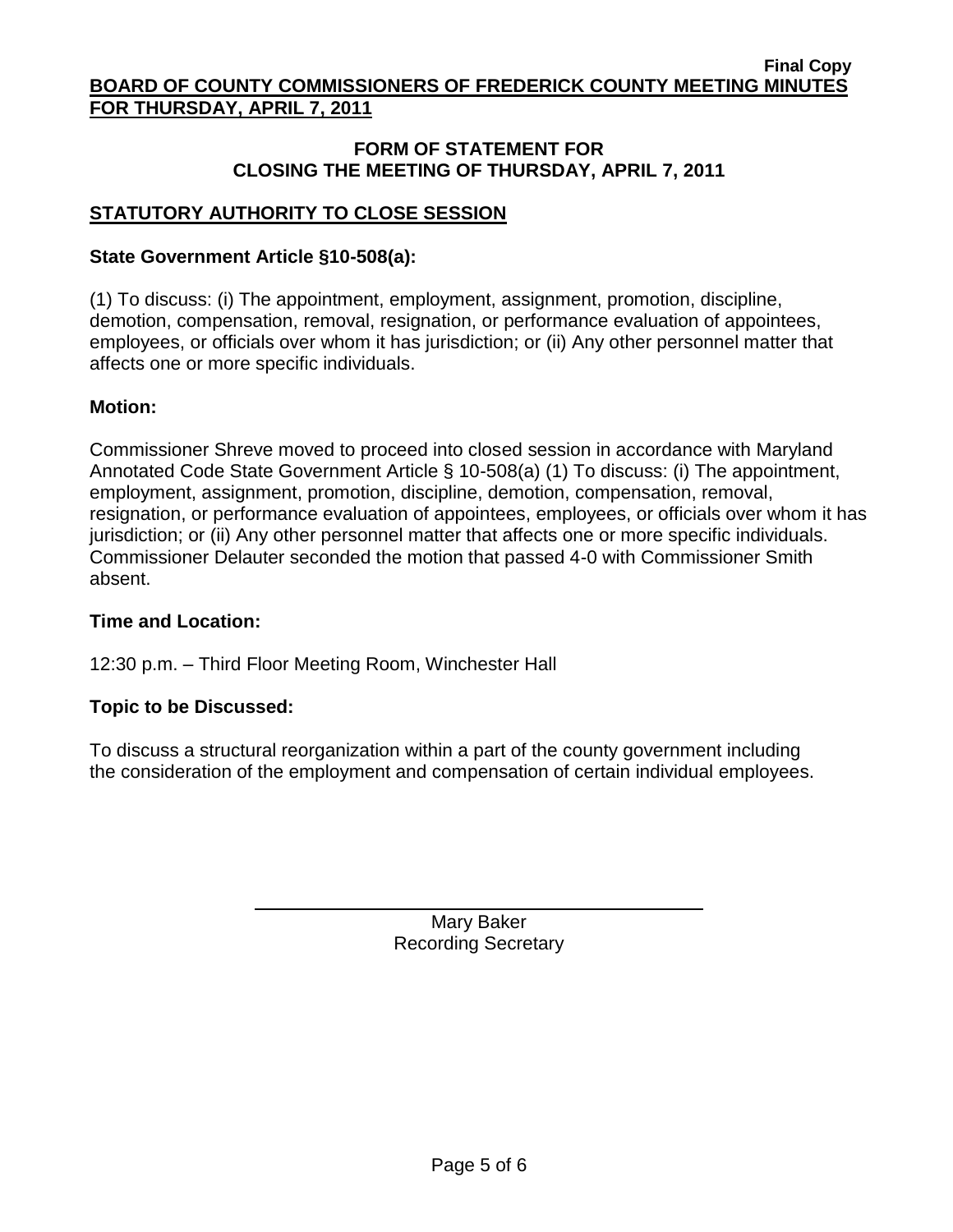**Final Copy**

**BOARD OF COUNTY COMMISSIONERS OF FREDERICK COUNTY MEETING MINUTES FOR THURSDAY, APRIL 7, 2011**

## FORM OF STATEMENT FOR CLOSING THE MEETING OF THURSDAY, APRIL 7, 2011

### STATUTORY AUTHORITY TO CLOSE SESSION

**State Government Article §10-508(a):**

(1) To discuss: (i) The appointment, employment, assignment, promotion, discipline, demotion, compensation, removal, resignation, or performance evaluation of appointees, employees, or officials over whom it has jurisdiction; or (ii) Any other personnel matter that affects one or more specific individuals.

**Motion:**

Commissioner Shreve moved to proceed into closed session in accordance with Maryland Annotated Code State Government Article § 10-508(a) (1) To discuss: (i) The appointment, employment, assignment, promotion, discipline, demotion, compensation, removal, resignation, or performance evaluation of appointees, employees, or officials over whom it has jurisdiction; or (ii) Any other personnel matter that affects one or more specific individuals. Commissioner Delauter seconded the motion that passed 4-0 with Commissioner Smith absent.

**Time and Location:**

12:30 p.m. – Third Floor Meeting Room, Winchester Hall

**Topic to be Discussed:**

To discuss a structural reorganization within a part of the county government including the consideration of the employment and compensation of certain individual employees.

Mary Baker
Recording Secretary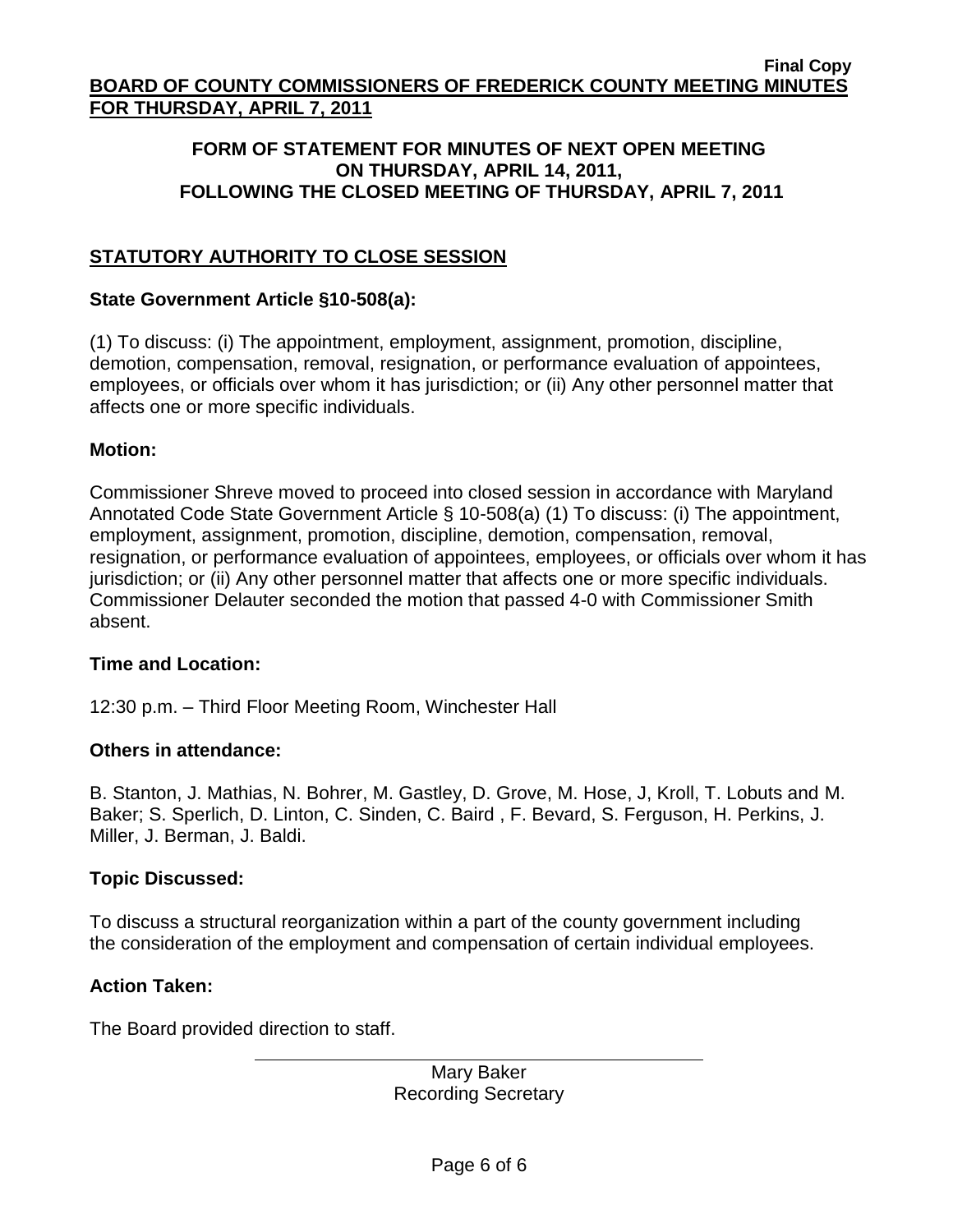## FORM OF STATEMENT FOR MINUTES OF NEXT OPEN MEETING ON THURSDAY, APRIL 14, 2011, FOLLOWING THE CLOSED MEETING OF THURSDAY, APRIL 7, 2011

### STATUTORY AUTHORITY TO CLOSE SESSION

**State Government Article §10-508(a):**

(1) To discuss: (i) The appointment, employment, assignment, promotion, discipline, demotion, compensation, removal, resignation, or performance evaluation of appointees, employees, or officials over whom it has jurisdiction; or (ii) Any other personnel matter that affects one or more specific individuals.

**Motion:**

Commissioner Shreve moved to proceed into closed session in accordance with Maryland Annotated Code State Government Article § 10-508(a) (1) To discuss: (i) The appointment, employment, assignment, promotion, discipline, demotion, compensation, removal, resignation, or performance evaluation of appointees, employees, or officials over whom it has jurisdiction; or (ii) Any other personnel matter that affects one or more specific individuals. Commissioner Delauter seconded the motion that passed 4-0 with Commissioner Smith absent.

**Time and Location:**

12:30 p.m. – Third Floor Meeting Room, Winchester Hall

**Others in attendance:**

B. Stanton, J. Mathias, N. Bohrer, M. Gastley, D. Grove, M. Hose, J, Kroll, T. Lobuts and M. Baker; S. Sperlich, D. Linton, C. Sinden, C. Baird , F. Bevard, S. Ferguson, H. Perkins, J. Miller, J. Berman, J. Baldi.

**Topic Discussed:**

To discuss a structural reorganization within a part of the county government including the consideration of the employment and compensation of certain individual employees.

**Action Taken:**

The Board provided direction to staff.

Mary Baker
Recording Secretary